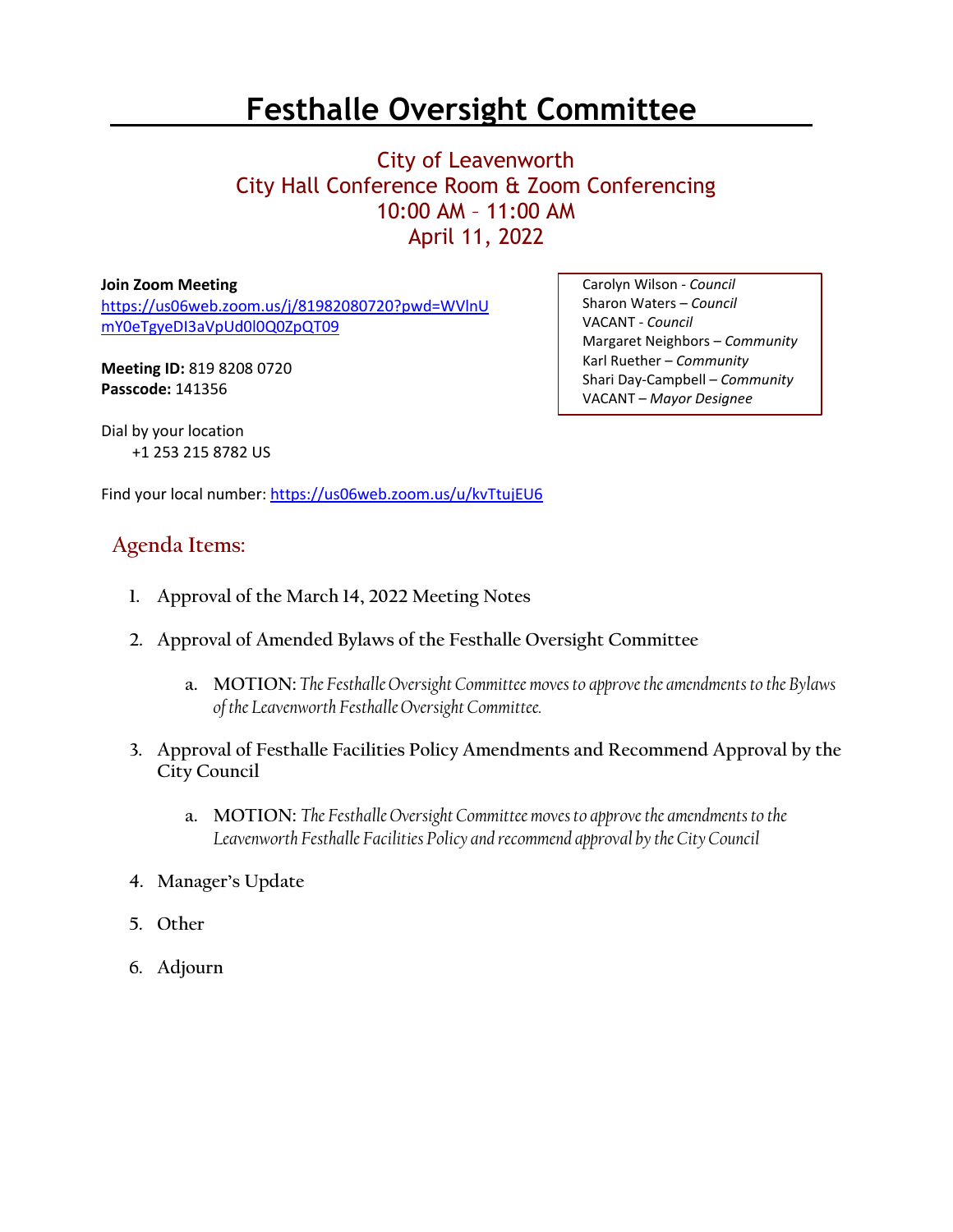# Festhalle Oversight Committee

## City of Leavenworth
## City Hall Conference Room & Zoom Conferencing
## 10:00 AM – 11:00 AM
## April 11, 2022

**Join Zoom Meeting**
https://us06web.zoom.us/j/81982080720?pwd=WVlnUmY0eTgyeDI3aVpUd0l0Q0ZpQT09

**Meeting ID:** 819 8208 0720
**Passcode:** 141356

Dial by your location
+1 253 215 8782 US

Find your local number: https://us06web.zoom.us/u/kvTtujEU6

Carolyn Wilson - *Council*
Sharon Waters – *Council*
VACANT - *Council*
Margaret Neighbors – *Community*
Karl Ruether – *Community*
Shari Day-Campbell – *Community*
VACANT – *Mayor Designee*

## Agenda Items:

1. Approval of the March 14, 2022 Meeting Notes
2. Approval of Amended Bylaws of the Festhalle Oversight Committee
   a. **MOTION:** *The Festhalle Oversight Committee moves to approve the amendments to the Bylaws of the Leavenworth Festhalle Oversight Committee.*
3. Approval of Festhalle Facilities Policy Amendments and Recommend Approval by the City Council
   a. **MOTION:** *The Festhalle Oversight Committee moves to approve the amendments to the Leavenworth Festhalle Facilities Policy and recommend approval by the City Council*
4. Manager's Update
5. Other
6. Adjourn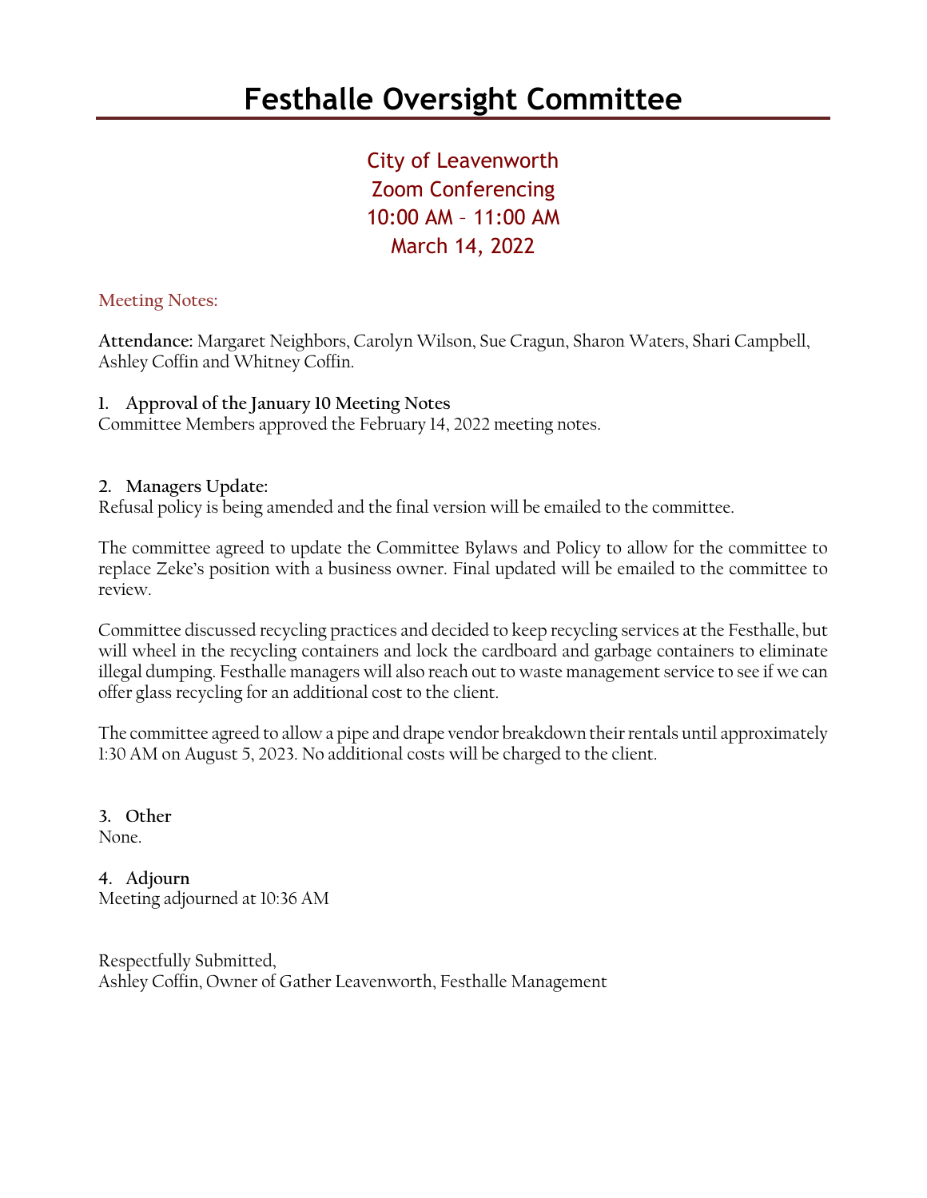# Festhalle Oversight Committee

City of Leavenworth
Zoom Conferencing
10:00 AM – 11:00 AM
March 14, 2022

Meeting Notes:

**Attendance:** Margaret Neighbors, Carolyn Wilson, Sue Cragun, Sharon Waters, Shari Campbell, Ashley Coffin and Whitney Coffin.

**1. Approval of the January 10 Meeting Notes**

Committee Members approved the February 14, 2022 meeting notes.

**2. Managers Update:**

Refusal policy is being amended and the final version will be emailed to the committee.

The committee agreed to update the Committee Bylaws and Policy to allow for the committee to replace Zeke's position with a business owner. Final updated will be emailed to the committee to review.

Committee discussed recycling practices and decided to keep recycling services at the Festhalle, but will wheel in the recycling containers and lock the cardboard and garbage containers to eliminate illegal dumping. Festhalle managers will also reach out to waste management service to see if we can offer glass recycling for an additional cost to the client.

The committee agreed to allow a pipe and drape vendor breakdown their rentals until approximately 1:30 AM on August 5, 2023. No additional costs will be charged to the client.

**3. Other**

None.

**4. Adjourn**

Meeting adjourned at 10:36 AM

Respectfully Submitted,
Ashley Coffin, Owner of Gather Leavenworth, Festhalle Management